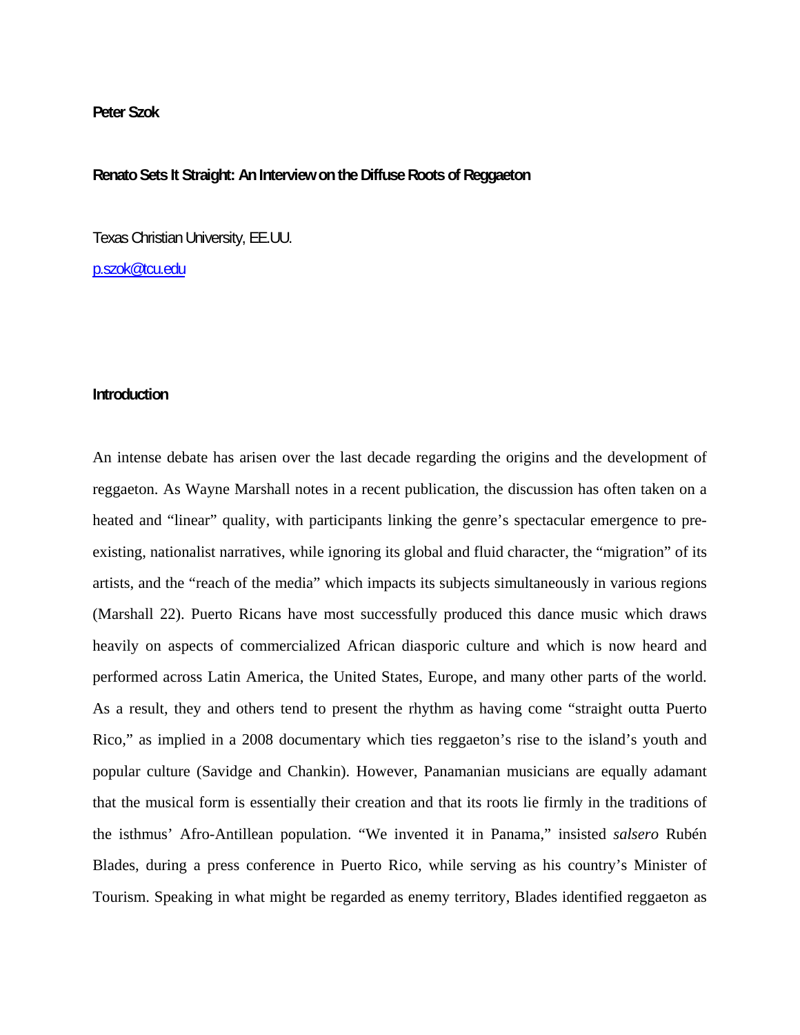**Peter Szok**

# Renato Sets It Straight: An Interview on the Diffuse Roots of Reggaeton

Texas Christian University, EE.UU.

p.szok@tcu.edu

## Introduction

An intense debate has arisen over the last decade regarding the origins and the development of reggaeton. As Wayne Marshall notes in a recent publication, the discussion has often taken on a heated and "linear" quality, with participants linking the genre's spectacular emergence to pre-existing, nationalist narratives, while ignoring its global and fluid character, the "migration" of its artists, and the "reach of the media" which impacts its subjects simultaneously in various regions (Marshall 22). Puerto Ricans have most successfully produced this dance music which draws heavily on aspects of commercialized African diasporic culture and which is now heard and performed across Latin America, the United States, Europe, and many other parts of the world. As a result, they and others tend to present the rhythm as having come "straight outta Puerto Rico," as implied in a 2008 documentary which ties reggaeton's rise to the island's youth and popular culture (Savidge and Chankin). However, Panamanian musicians are equally adamant that the musical form is essentially their creation and that its roots lie firmly in the traditions of the isthmus' Afro-Antillean population. "We invented it in Panama," insisted *salsero* Rubén Blades, during a press conference in Puerto Rico, while serving as his country's Minister of Tourism. Speaking in what might be regarded as enemy territory, Blades identified reggaeton as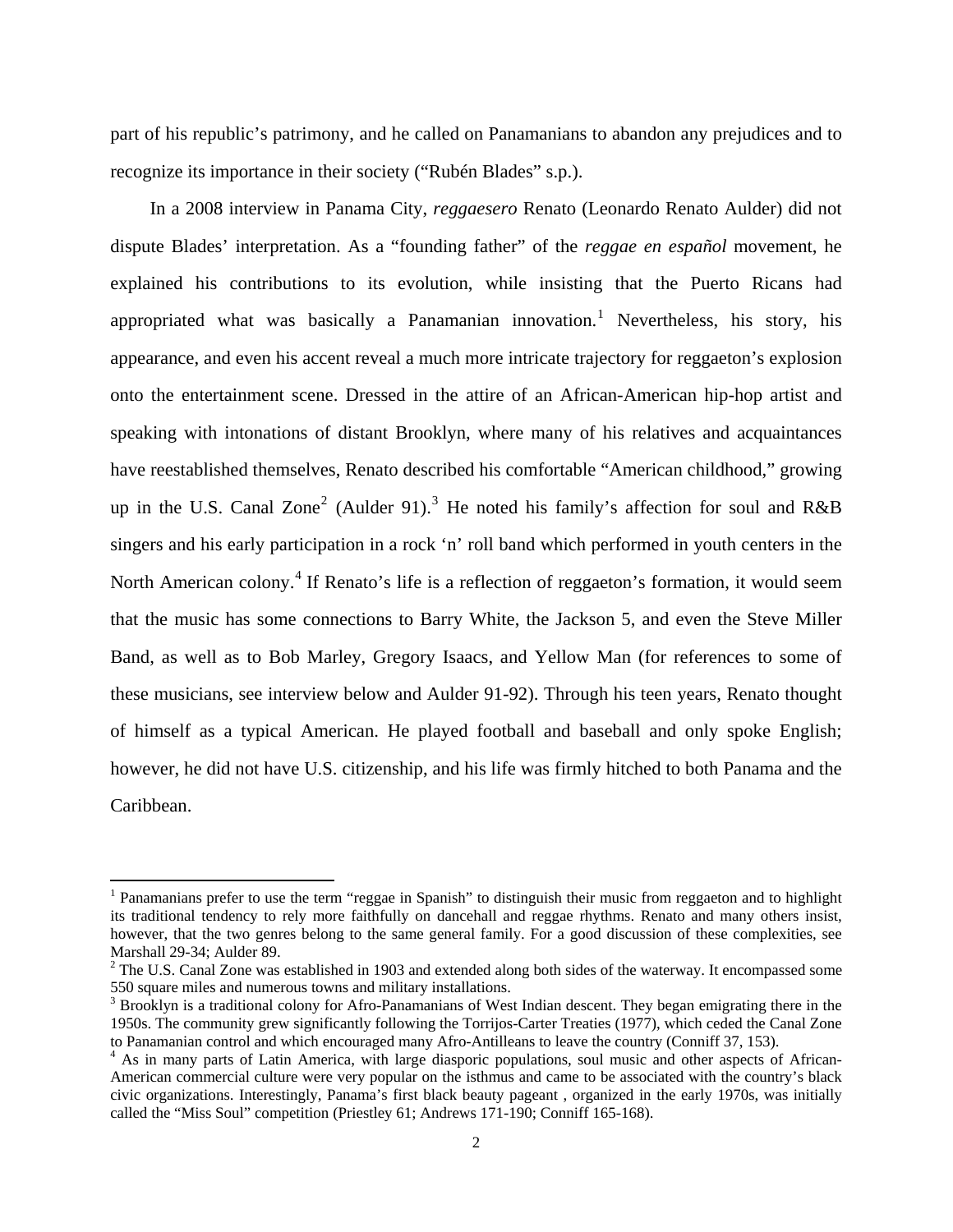part of his republic's patrimony, and he called on Panamanians to abandon any prejudices and to recognize its importance in their society ("Rubén Blades" s.p.).

In a 2008 interview in Panama City, *reggaesero* Renato (Leonardo Renato Aulder) did not dispute Blades' interpretation. As a "founding father" of the *reggae en español* movement, he explained his contributions to its evolution, while insisting that the Puerto Ricans had appropriated what was basically a Panamanian innovation.[1] Nevertheless, his story, his appearance, and even his accent reveal a much more intricate trajectory for reggaeton's explosion onto the entertainment scene. Dressed in the attire of an African-American hip-hop artist and speaking with intonations of distant Brooklyn, where many of his relatives and acquaintances have reestablished themselves, Renato described his comfortable "American childhood," growing up in the U.S. Canal Zone[2] (Aulder 91).[3] He noted his family's affection for soul and R&B singers and his early participation in a rock 'n' roll band which performed in youth centers in the North American colony.[4] If Renato's life is a reflection of reggaeton's formation, it would seem that the music has some connections to Barry White, the Jackson 5, and even the Steve Miller Band, as well as to Bob Marley, Gregory Isaacs, and Yellow Man (for references to some of these musicians, see interview below and Aulder 91-92). Through his teen years, Renato thought of himself as a typical American. He played football and baseball and only spoke English; however, he did not have U.S. citizenship, and his life was firmly hitched to both Panama and the Caribbean.

---

[1] Panamanians prefer to use the term "reggae in Spanish" to distinguish their music from reggaeton and to highlight its traditional tendency to rely more faithfully on dancehall and reggae rhythms. Renato and many others insist, however, that the two genres belong to the same general family. For a good discussion of these complexities, see Marshall 29-34; Aulder 89.

[2] The U.S. Canal Zone was established in 1903 and extended along both sides of the waterway. It encompassed some 550 square miles and numerous towns and military installations.

[3] Brooklyn is a traditional colony for Afro-Panamanians of West Indian descent. They began emigrating there in the 1950s. The community grew significantly following the Torrijos-Carter Treaties (1977), which ceded the Canal Zone to Panamanian control and which encouraged many Afro-Antilleans to leave the country (Conniff 37, 153).

[4] As in many parts of Latin America, with large diasporic populations, soul music and other aspects of African-American commercial culture were very popular on the isthmus and came to be associated with the country's black civic organizations. Interestingly, Panama's first black beauty pageant , organized in the early 1970s, was initially called the "Miss Soul" competition (Priestley 61; Andrews 171-190; Conniff 165-168).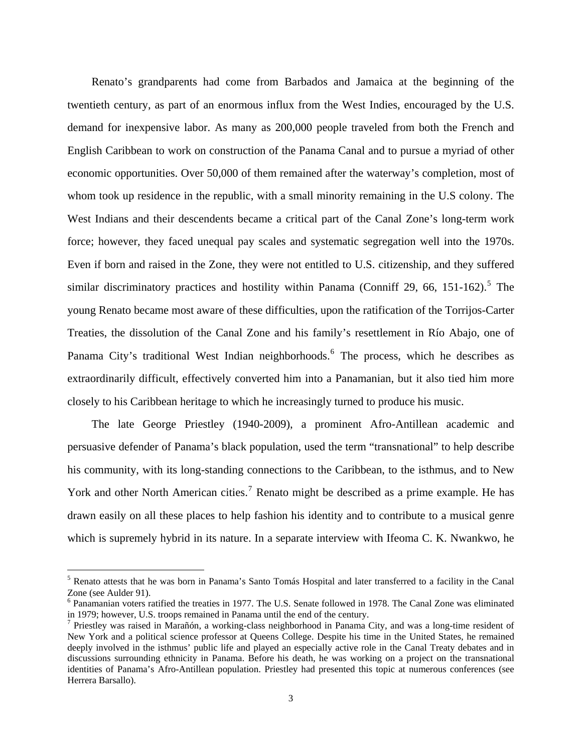Renato's grandparents had come from Barbados and Jamaica at the beginning of the twentieth century, as part of an enormous influx from the West Indies, encouraged by the U.S. demand for inexpensive labor. As many as 200,000 people traveled from both the French and English Caribbean to work on construction of the Panama Canal and to pursue a myriad of other economic opportunities. Over 50,000 of them remained after the waterway's completion, most of whom took up residence in the republic, with a small minority remaining in the U.S colony. The West Indians and their descendents became a critical part of the Canal Zone's long-term work force; however, they faced unequal pay scales and systematic segregation well into the 1970s. Even if born and raised in the Zone, they were not entitled to U.S. citizenship, and they suffered similar discriminatory practices and hostility within Panama (Conniff 29, 66, 151-162).[5] The young Renato became most aware of these difficulties, upon the ratification of the Torrijos-Carter Treaties, the dissolution of the Canal Zone and his family's resettlement in Río Abajo, one of Panama City's traditional West Indian neighborhoods.[6] The process, which he describes as extraordinarily difficult, effectively converted him into a Panamanian, but it also tied him more closely to his Caribbean heritage to which he increasingly turned to produce his music.

The late George Priestley (1940-2009), a prominent Afro-Antillean academic and persuasive defender of Panama's black population, used the term "transnational" to help describe his community, with its long-standing connections to the Caribbean, to the isthmus, and to New York and other North American cities.[7] Renato might be described as a prime example. He has drawn easily on all these places to help fashion his identity and to contribute to a musical genre which is supremely hybrid in its nature. In a separate interview with Ifeoma C. K. Nwankwo, he

---

[5] Renato attests that he was born in Panama's Santo Tomás Hospital and later transferred to a facility in the Canal Zone (see Aulder 91).

[6] Panamanian voters ratified the treaties in 1977. The U.S. Senate followed in 1978. The Canal Zone was eliminated in 1979; however, U.S. troops remained in Panama until the end of the century.

[7] Priestley was raised in Marañón, a working-class neighborhood in Panama City, and was a long-time resident of New York and a political science professor at Queens College. Despite his time in the United States, he remained deeply involved in the isthmus' public life and played an especially active role in the Canal Treaty debates and in discussions surrounding ethnicity in Panama. Before his death, he was working on a project on the transnational identities of Panama's Afro-Antillean population. Priestley had presented this topic at numerous conferences (see Herrera Barsallo).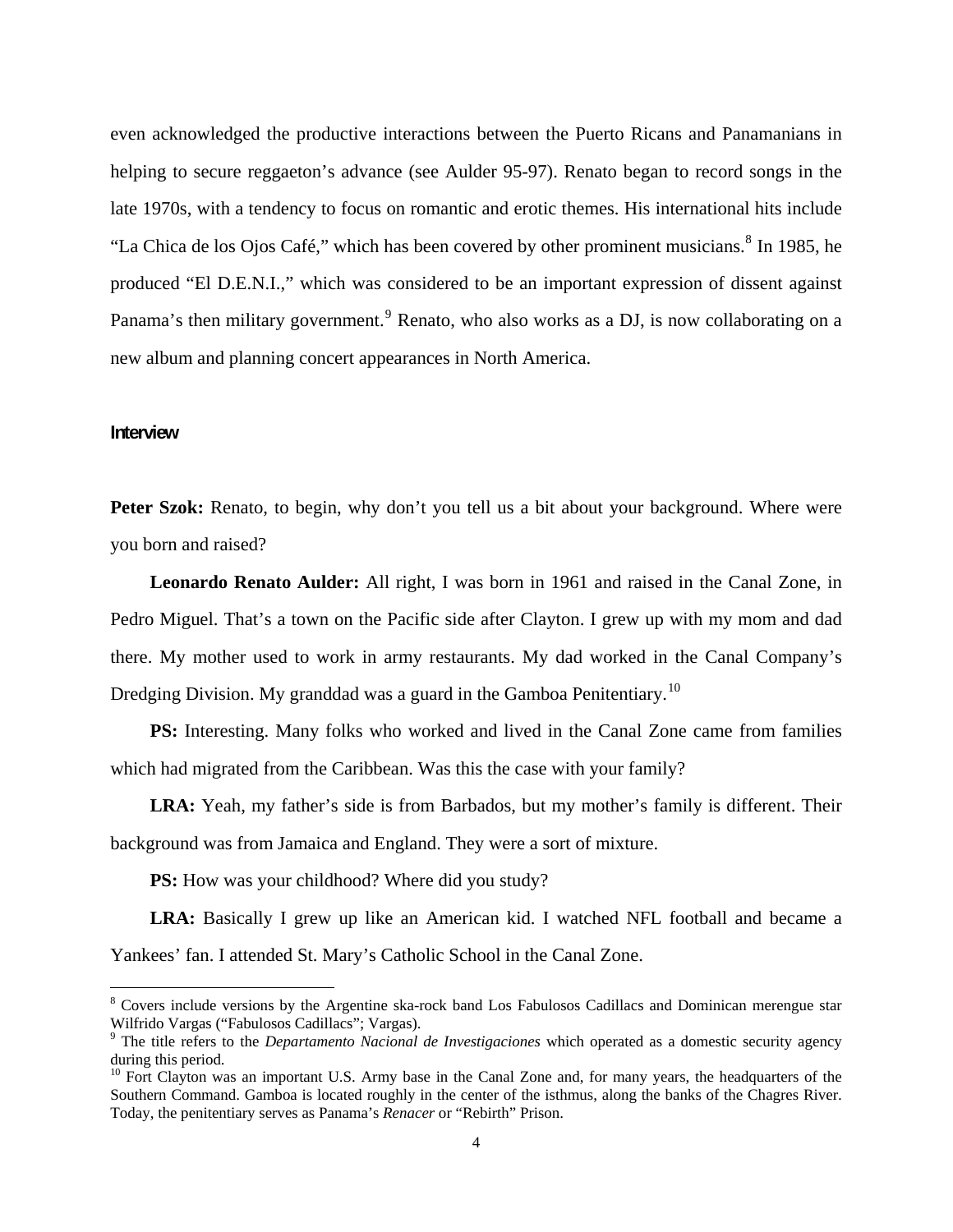even acknowledged the productive interactions between the Puerto Ricans and Panamanians in helping to secure reggaeton's advance (see Aulder 95-97). Renato began to record songs in the late 1970s, with a tendency to focus on romantic and erotic themes. His international hits include "La Chica de los Ojos Café," which has been covered by other prominent musicians.[8] In 1985, he produced "El D.E.N.I.," which was considered to be an important expression of dissent against Panama's then military government.[9] Renato, who also works as a DJ, is now collaborating on a new album and planning concert appearances in North America.

## Interview

**Peter Szok:** Renato, to begin, why don't you tell us a bit about your background. Where were you born and raised?

**Leonardo Renato Aulder:** All right, I was born in 1961 and raised in the Canal Zone, in Pedro Miguel. That's a town on the Pacific side after Clayton. I grew up with my mom and dad there. My mother used to work in army restaurants. My dad worked in the Canal Company's Dredging Division. My granddad was a guard in the Gamboa Penitentiary.[10]

**PS:** Interesting. Many folks who worked and lived in the Canal Zone came from families which had migrated from the Caribbean. Was this the case with your family?

**LRA:** Yeah, my father's side is from Barbados, but my mother's family is different. Their background was from Jamaica and England. They were a sort of mixture.

**PS:** How was your childhood? Where did you study?

**LRA:** Basically I grew up like an American kid. I watched NFL football and became a Yankees' fan. I attended St. Mary's Catholic School in the Canal Zone.

---

[8] Covers include versions by the Argentine ska-rock band Los Fabulosos Cadillacs and Dominican merengue star Wilfrido Vargas ("Fabulosos Cadillacs"; Vargas).

[9] The title refers to the *Departamento Nacional de Investigaciones* which operated as a domestic security agency during this period.

[10] Fort Clayton was an important U.S. Army base in the Canal Zone and, for many years, the headquarters of the Southern Command. Gamboa is located roughly in the center of the isthmus, along the banks of the Chagres River. Today, the penitentiary serves as Panama's *Renacer* or "Rebirth" Prison.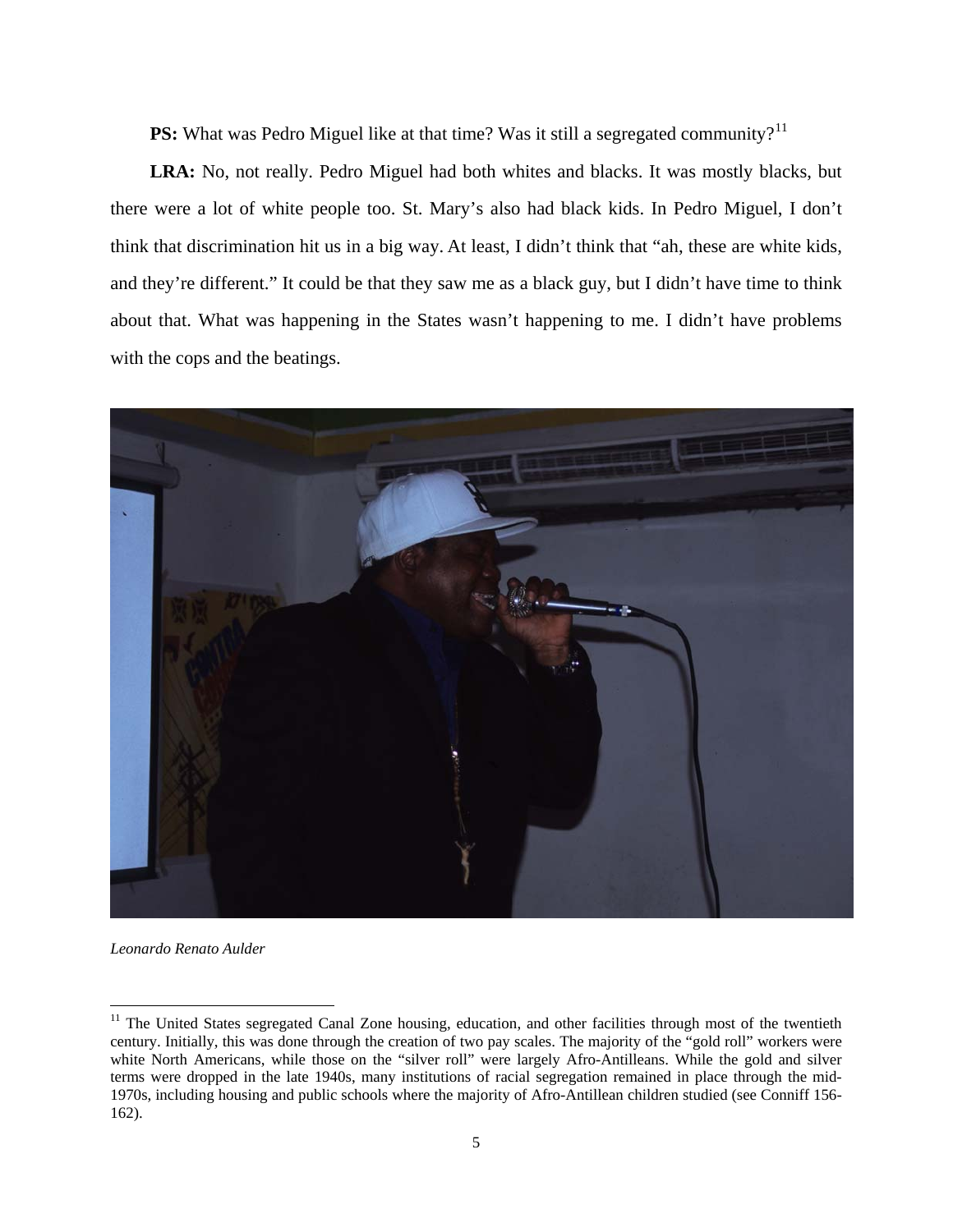**PS:** What was Pedro Miguel like at that time? Was it still a segregated community?[11]

**LRA:** No, not really. Pedro Miguel had both whites and blacks. It was mostly blacks, but there were a lot of white people too. St. Mary's also had black kids. In Pedro Miguel, I don't think that discrimination hit us in a big way. At least, I didn't think that "ah, these are white kids, and they're different." It could be that they saw me as a black guy, but I didn't have time to think about that. What was happening in the States wasn't happening to me. I didn't have problems with the cops and the beatings.

*Leonardo Renato Aulder*

[11] The United States segregated Canal Zone housing, education, and other facilities through most of the twentieth century. Initially, this was done through the creation of two pay scales. The majority of the "gold roll" workers were white North Americans, while those on the "silver roll" were largely Afro-Antilleans. While the gold and silver terms were dropped in the late 1940s, many institutions of racial segregation remained in place through the mid-1970s, including housing and public schools where the majority of Afro-Antillean children studied (see Conniff 156-162).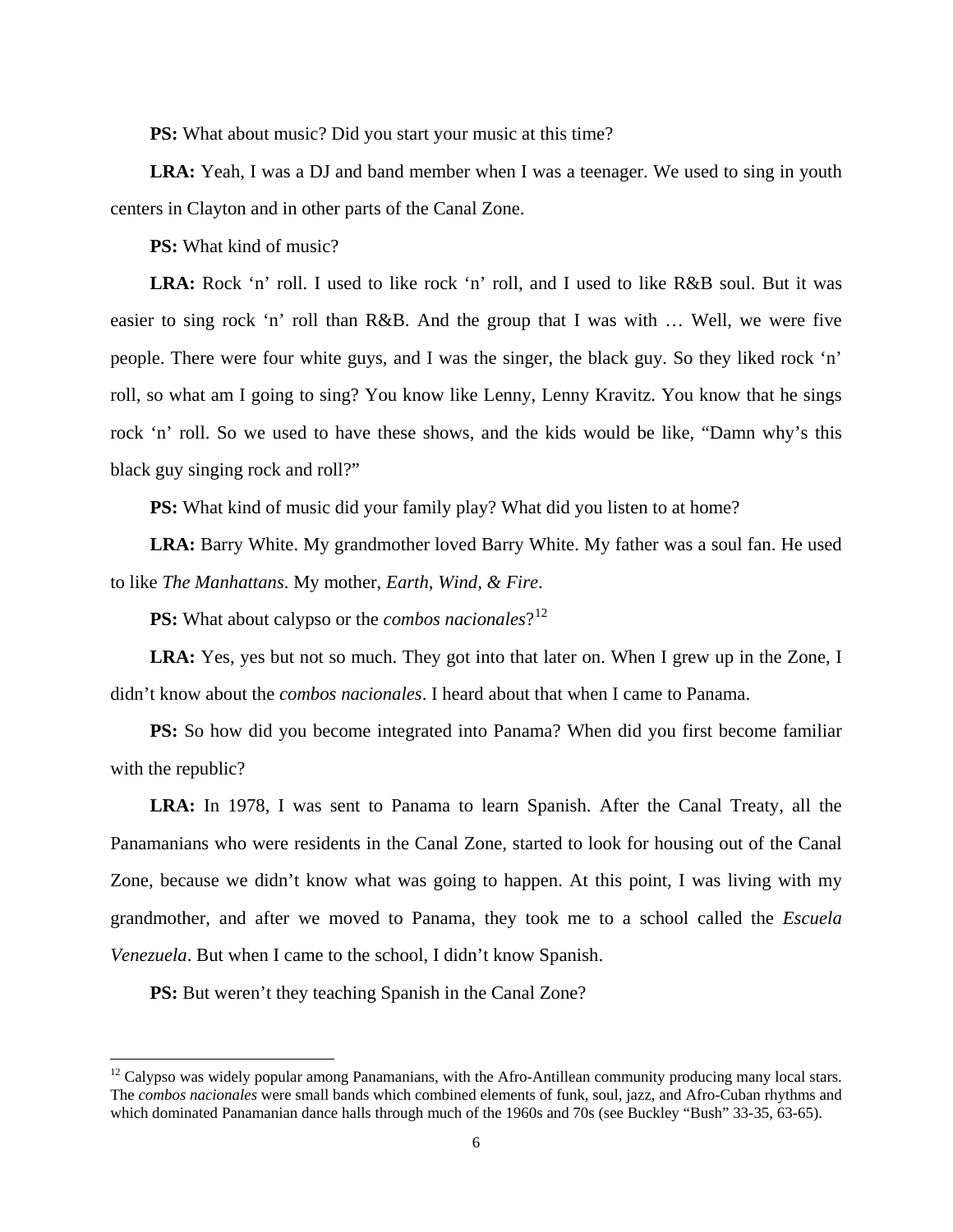**PS:** What about music? Did you start your music at this time?

**LRA:** Yeah, I was a DJ and band member when I was a teenager. We used to sing in youth centers in Clayton and in other parts of the Canal Zone.

**PS:** What kind of music?

**LRA:** Rock 'n' roll. I used to like rock 'n' roll, and I used to like R&B soul. But it was easier to sing rock 'n' roll than R&B. And the group that I was with … Well, we were five people. There were four white guys, and I was the singer, the black guy. So they liked rock 'n' roll, so what am I going to sing? You know like Lenny, Lenny Kravitz. You know that he sings rock 'n' roll. So we used to have these shows, and the kids would be like, "Damn why's this black guy singing rock and roll?"

**PS:** What kind of music did your family play? What did you listen to at home?

**LRA:** Barry White. My grandmother loved Barry White. My father was a soul fan. He used to like *The Manhattans*. My mother, *Earth, Wind, & Fire*.

**PS:** What about calypso or the *combos nacionales*?[12]

**LRA:** Yes, yes but not so much. They got into that later on. When I grew up in the Zone, I didn't know about the *combos nacionales*. I heard about that when I came to Panama.

**PS:** So how did you become integrated into Panama? When did you first become familiar with the republic?

**LRA:** In 1978, I was sent to Panama to learn Spanish. After the Canal Treaty, all the Panamanians who were residents in the Canal Zone, started to look for housing out of the Canal Zone, because we didn't know what was going to happen. At this point, I was living with my grandmother, and after we moved to Panama, they took me to a school called the *Escuela Venezuela*. But when I came to the school, I didn't know Spanish.

**PS:** But weren't they teaching Spanish in the Canal Zone?

---

[12] Calypso was widely popular among Panamanians, with the Afro-Antillean community producing many local stars. The *combos nacionales* were small bands which combined elements of funk, soul, jazz, and Afro-Cuban rhythms and which dominated Panamanian dance halls through much of the 1960s and 70s (see Buckley "Bush" 33-35, 63-65).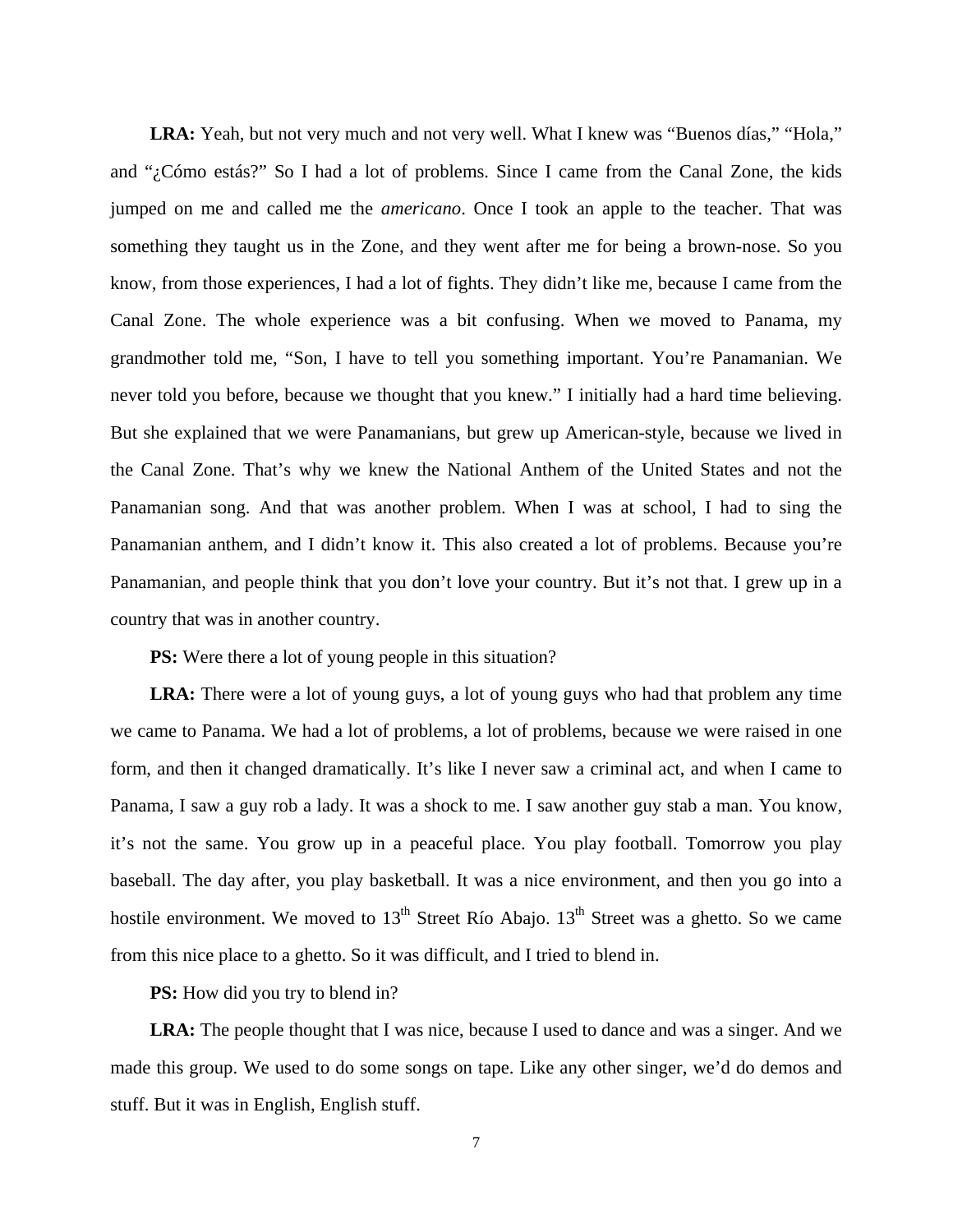**LRA:** Yeah, but not very much and not very well. What I knew was "Buenos días," "Hola," and "¿Cómo estás?" So I had a lot of problems. Since I came from the Canal Zone, the kids jumped on me and called me the *americano*. Once I took an apple to the teacher. That was something they taught us in the Zone, and they went after me for being a brown-nose. So you know, from those experiences, I had a lot of fights. They didn't like me, because I came from the Canal Zone. The whole experience was a bit confusing. When we moved to Panama, my grandmother told me, "Son, I have to tell you something important. You're Panamanian. We never told you before, because we thought that you knew." I initially had a hard time believing. But she explained that we were Panamanians, but grew up American-style, because we lived in the Canal Zone. That's why we knew the National Anthem of the United States and not the Panamanian song. And that was another problem. When I was at school, I had to sing the Panamanian anthem, and I didn't know it. This also created a lot of problems. Because you're Panamanian, and people think that you don't love your country. But it's not that. I grew up in a country that was in another country.

**PS:** Were there a lot of young people in this situation?

**LRA:** There were a lot of young guys, a lot of young guys who had that problem any time we came to Panama. We had a lot of problems, a lot of problems, because we were raised in one form, and then it changed dramatically. It's like I never saw a criminal act, and when I came to Panama, I saw a guy rob a lady. It was a shock to me. I saw another guy stab a man. You know, it's not the same. You grow up in a peaceful place. You play football. Tomorrow you play baseball. The day after, you play basketball. It was a nice environment, and then you go into a hostile environment. We moved to 13th Street Río Abajo. 13th Street was a ghetto. So we came from this nice place to a ghetto. So it was difficult, and I tried to blend in.

**PS:** How did you try to blend in?

**LRA:** The people thought that I was nice, because I used to dance and was a singer. And we made this group. We used to do some songs on tape. Like any other singer, we'd do demos and stuff. But it was in English, English stuff.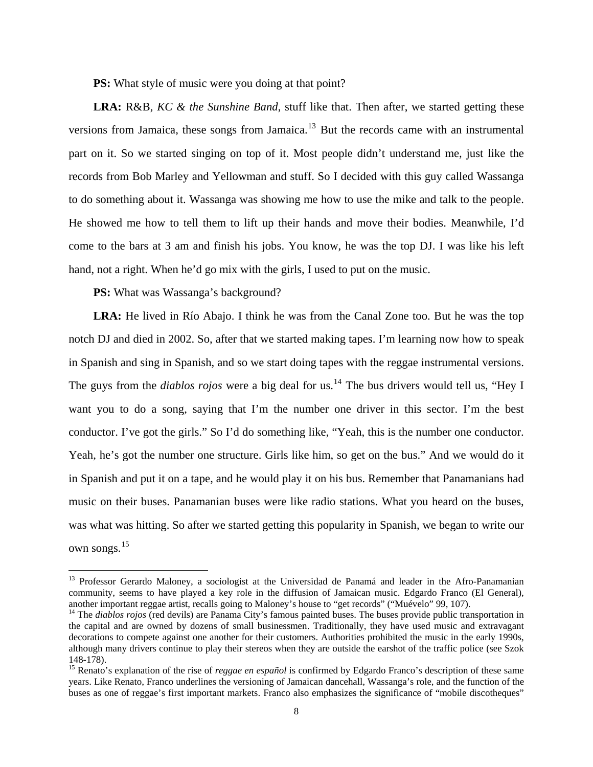**PS:** What style of music were you doing at that point?

**LRA:** R&B, *KC & the Sunshine Band*, stuff like that. Then after, we started getting these versions from Jamaica, these songs from Jamaica.[13] But the records came with an instrumental part on it. So we started singing on top of it. Most people didn't understand me, just like the records from Bob Marley and Yellowman and stuff. So I decided with this guy called Wassanga to do something about it. Wassanga was showing me how to use the mike and talk to the people. He showed me how to tell them to lift up their hands and move their bodies. Meanwhile, I'd come to the bars at 3 am and finish his jobs. You know, he was the top DJ. I was like his left hand, not a right. When he'd go mix with the girls, I used to put on the music.

**PS:** What was Wassanga's background?

**LRA:** He lived in Río Abajo. I think he was from the Canal Zone too. But he was the top notch DJ and died in 2002. So, after that we started making tapes. I'm learning now how to speak in Spanish and sing in Spanish, and so we start doing tapes with the reggae instrumental versions. The guys from the *diablos rojos* were a big deal for us.[14] The bus drivers would tell us, "Hey I want you to do a song, saying that I'm the number one driver in this sector. I'm the best conductor. I've got the girls." So I'd do something like, "Yeah, this is the number one conductor. Yeah, he's got the number one structure. Girls like him, so get on the bus." And we would do it in Spanish and put it on a tape, and he would play it on his bus. Remember that Panamanians had music on their buses. Panamanian buses were like radio stations. What you heard on the buses, was what was hitting. So after we started getting this popularity in Spanish, we began to write our own songs.[15]

---

[13] Professor Gerardo Maloney, a sociologist at the Universidad de Panamá and leader in the Afro-Panamanian community, seems to have played a key role in the diffusion of Jamaican music. Edgardo Franco (El General), another important reggae artist, recalls going to Maloney's house to "get records" ("Muévelo" 99, 107).

[14] The *diablos rojos* (red devils) are Panama City's famous painted buses. The buses provide public transportation in the capital and are owned by dozens of small businessmen. Traditionally, they have used music and extravagant decorations to compete against one another for their customers. Authorities prohibited the music in the early 1990s, although many drivers continue to play their stereos when they are outside the earshot of the traffic police (see Szok 148-178).

[15] Renato's explanation of the rise of *reggae en español* is confirmed by Edgardo Franco's description of these same years. Like Renato, Franco underlines the versioning of Jamaican dancehall, Wassanga's role, and the function of the buses as one of reggae's first important markets. Franco also emphasizes the significance of "mobile discotheques"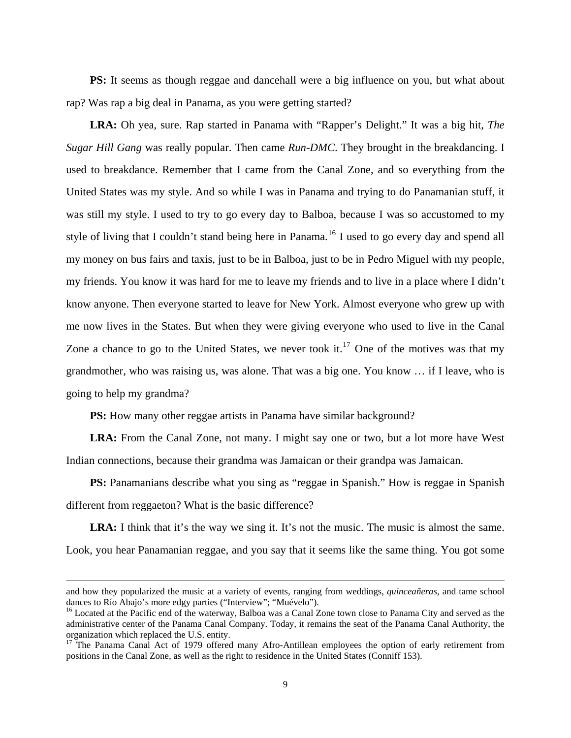**PS:** It seems as though reggae and dancehall were a big influence on you, but what about rap? Was rap a big deal in Panama, as you were getting started?

**LRA:** Oh yea, sure. Rap started in Panama with "Rapper's Delight." It was a big hit, *The Sugar Hill Gang* was really popular. Then came *Run-DMC*. They brought in the breakdancing. I used to breakdance. Remember that I came from the Canal Zone, and so everything from the United States was my style. And so while I was in Panama and trying to do Panamanian stuff, it was still my style. I used to try to go every day to Balboa, because I was so accustomed to my style of living that I couldn't stand being here in Panama.[16] I used to go every day and spend all my money on bus fairs and taxis, just to be in Balboa, just to be in Pedro Miguel with my people, my friends. You know it was hard for me to leave my friends and to live in a place where I didn't know anyone. Then everyone started to leave for New York. Almost everyone who grew up with me now lives in the States. But when they were giving everyone who used to live in the Canal Zone a chance to go to the United States, we never took it.[17] One of the motives was that my grandmother, who was raising us, was alone. That was a big one. You know … if I leave, who is going to help my grandma?

**PS:** How many other reggae artists in Panama have similar background?

**LRA:** From the Canal Zone, not many. I might say one or two, but a lot more have West Indian connections, because their grandma was Jamaican or their grandpa was Jamaican.

**PS:** Panamanians describe what you sing as "reggae in Spanish." How is reggae in Spanish different from reggaeton? What is the basic difference?

**LRA:** I think that it's the way we sing it. It's not the music. The music is almost the same. Look, you hear Panamanian reggae, and you say that it seems like the same thing. You got some

---

and how they popularized the music at a variety of events, ranging from weddings, *quinceañeras*, and tame school dances to Río Abajo's more edgy parties ("Interview"; "Muévelo").

[16] Located at the Pacific end of the waterway, Balboa was a Canal Zone town close to Panama City and served as the administrative center of the Panama Canal Company. Today, it remains the seat of the Panama Canal Authority, the organization which replaced the U.S. entity.

[17] The Panama Canal Act of 1979 offered many Afro-Antillean employees the option of early retirement from positions in the Canal Zone, as well as the right to residence in the United States (Conniff 153).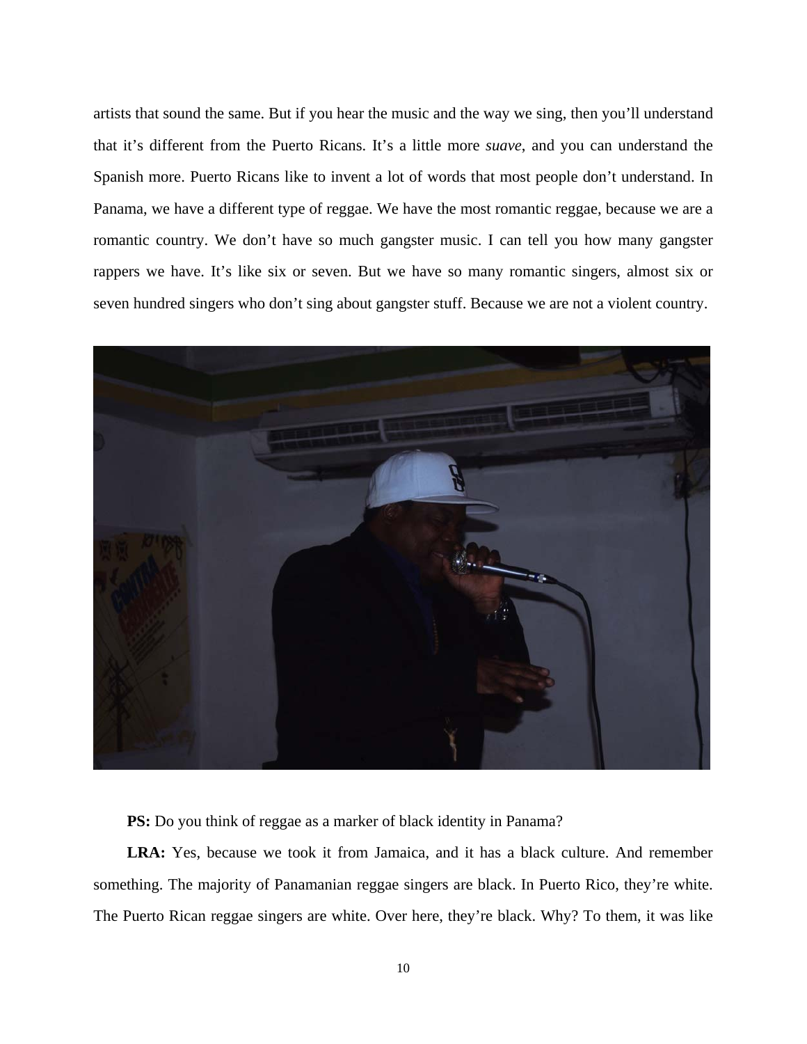artists that sound the same. But if you hear the music and the way we sing, then you'll understand that it's different from the Puerto Ricans. It's a little more *suave*, and you can understand the Spanish more. Puerto Ricans like to invent a lot of words that most people don't understand. In Panama, we have a different type of reggae. We have the most romantic reggae, because we are a romantic country. We don't have so much gangster music. I can tell you how many gangster rappers we have. It's like six or seven. But we have so many romantic singers, almost six or seven hundred singers who don't sing about gangster stuff. Because we are not a violent country.

**PS:** Do you think of reggae as a marker of black identity in Panama?

**LRA:** Yes, because we took it from Jamaica, and it has a black culture. And remember something. The majority of Panamanian reggae singers are black. In Puerto Rico, they're white. The Puerto Rican reggae singers are white. Over here, they're black. Why? To them, it was like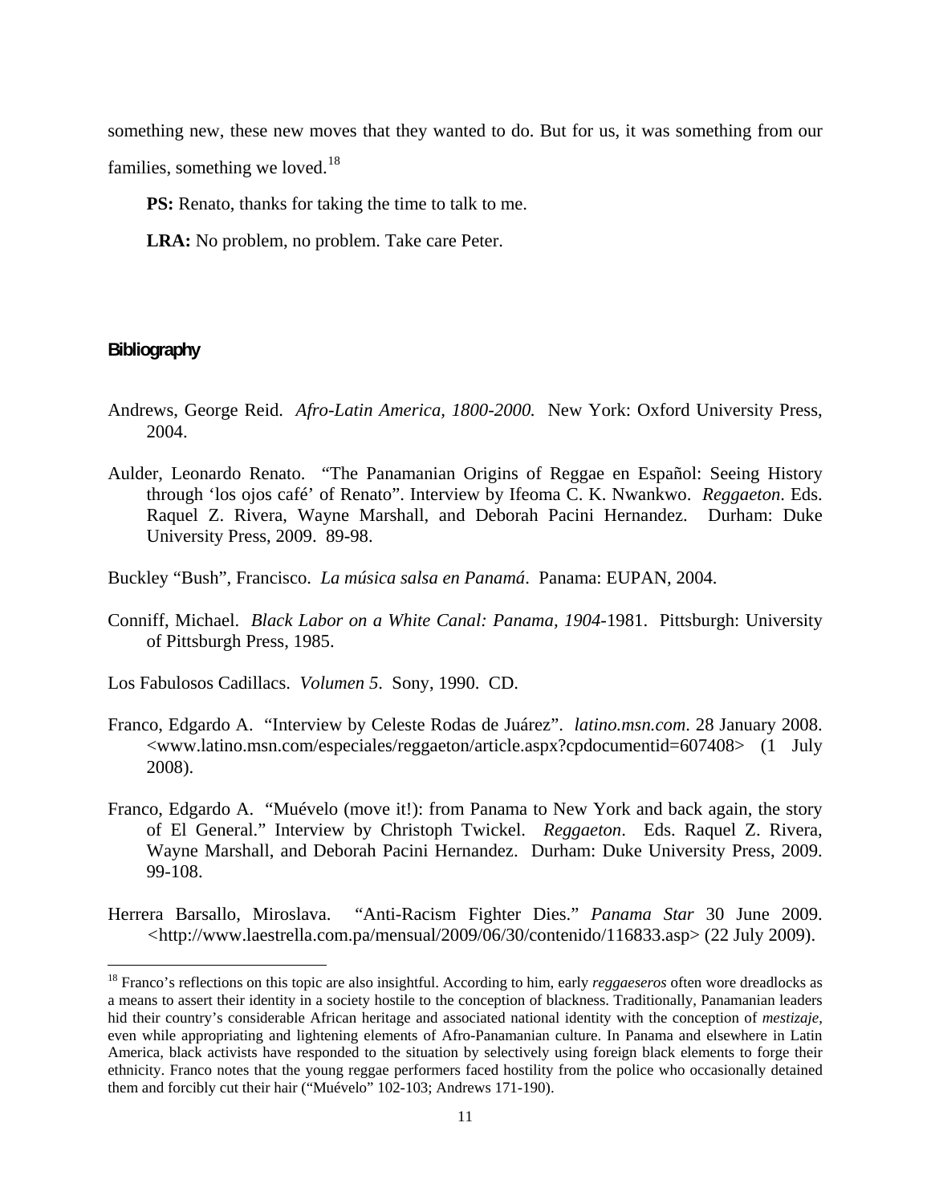something new, these new moves that they wanted to do. But for us, it was something from our families, something we loved.[18]

**PS:** Renato, thanks for taking the time to talk to me.

**LRA:** No problem, no problem. Take care Peter.

## Bibliography

Andrews, George Reid. *Afro-Latin America, 1800-2000.* New York: Oxford University Press, 2004.

Aulder, Leonardo Renato. "The Panamanian Origins of Reggae en Español: Seeing History through 'los ojos café' of Renato". Interview by Ifeoma C. K. Nwankwo. *Reggaeton*. Eds. Raquel Z. Rivera, Wayne Marshall, and Deborah Pacini Hernandez. Durham: Duke University Press, 2009. 89-98.

Buckley "Bush", Francisco. *La música salsa en Panamá*. Panama: EUPAN, 2004.

Conniff, Michael. *Black Labor on a White Canal: Panama, 1904*-1981. Pittsburgh: University of Pittsburgh Press, 1985.

Los Fabulosos Cadillacs. *Volumen 5*. Sony, 1990. CD.

Franco, Edgardo A. "Interview by Celeste Rodas de Juárez". *latino.msn.com*. 28 January 2008. <www.latino.msn.com/especiales/reggaeton/article.aspx?cpdocumentid=607408> (1 July 2008).

Franco, Edgardo A. "Muévelo (move it!): from Panama to New York and back again, the story of El General." Interview by Christoph Twickel. *Reggaeton*. Eds. Raquel Z. Rivera, Wayne Marshall, and Deborah Pacini Hernandez. Durham: Duke University Press, 2009. 99-108.

Herrera Barsallo, Miroslava. "Anti-Racism Fighter Dies." *Panama Star* 30 June 2009. <http://www.laestrella.com.pa/mensual/2009/06/30/contenido/116833.asp> (22 July 2009).

---

[18] Franco's reflections on this topic are also insightful. According to him, early *reggaeseros* often wore dreadlocks as a means to assert their identity in a society hostile to the conception of blackness. Traditionally, Panamanian leaders hid their country's considerable African heritage and associated national identity with the conception of *mestizaje*, even while appropriating and lightening elements of Afro-Panamanian culture. In Panama and elsewhere in Latin America, black activists have responded to the situation by selectively using foreign black elements to forge their ethnicity. Franco notes that the young reggae performers faced hostility from the police who occasionally detained them and forcibly cut their hair ("Muévelo" 102-103; Andrews 171-190).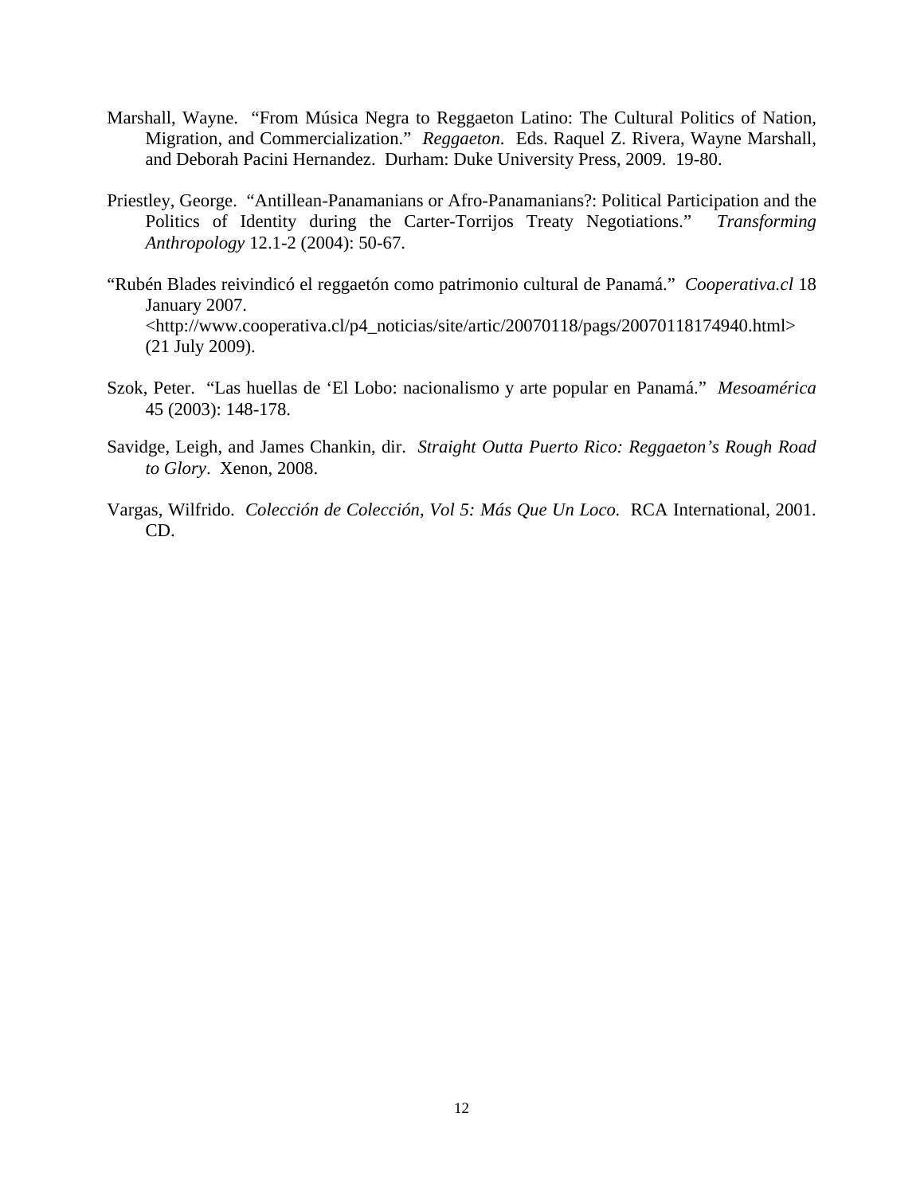Marshall, Wayne. "From Música Negra to Reggaeton Latino: The Cultural Politics of Nation, Migration, and Commercialization." *Reggaeton*. Eds. Raquel Z. Rivera, Wayne Marshall, and Deborah Pacini Hernandez. Durham: Duke University Press, 2009. 19-80.

Priestley, George. "Antillean-Panamanians or Afro-Panamanians?: Political Participation and the Politics of Identity during the Carter-Torrijos Treaty Negotiations." *Transforming Anthropology* 12.1-2 (2004): 50-67.

"Rubén Blades reivindicó el reggaetón como patrimonio cultural de Panamá." *Cooperativa.cl* 18 January 2007. <http://www.cooperativa.cl/p4_noticias/site/artic/20070118/pags/20070118174940.html> (21 July 2009).

Szok, Peter. "Las huellas de 'El Lobo: nacionalismo y arte popular en Panamá." *Mesoamérica* 45 (2003): 148-178.

Savidge, Leigh, and James Chankin, dir. *Straight Outta Puerto Rico: Reggaeton's Rough Road to Glory*. Xenon, 2008.

Vargas, Wilfrido. *Colección de Colección, Vol 5: Más Que Un Loco.* RCA International, 2001. CD.